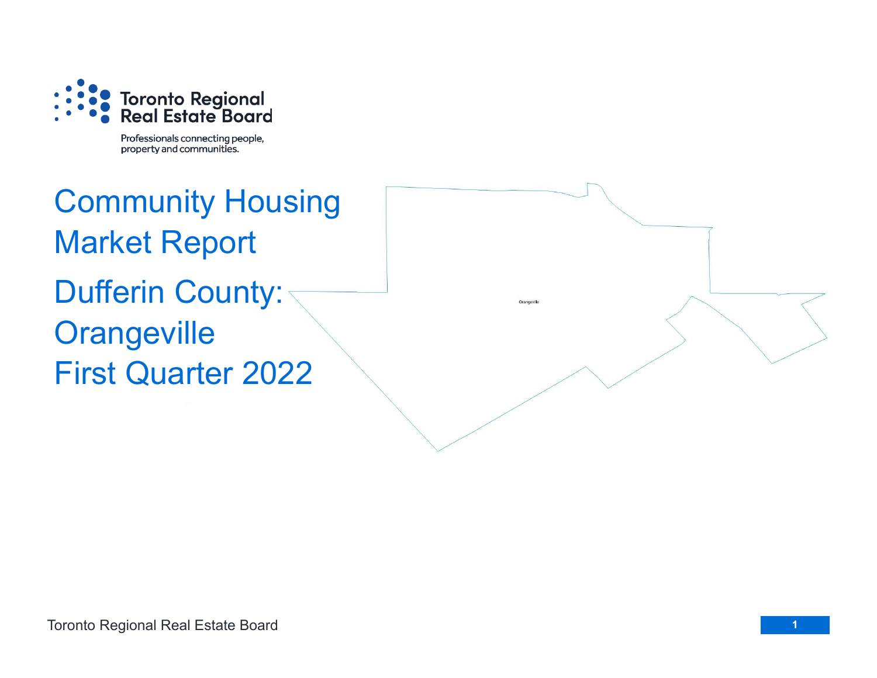Toronto Regional Real Estate Board

Professionals connecting people, property and communities.

# Community Housing Market Report

## Dufferin County: Orangeville

## First Quarter 2022

Orangeville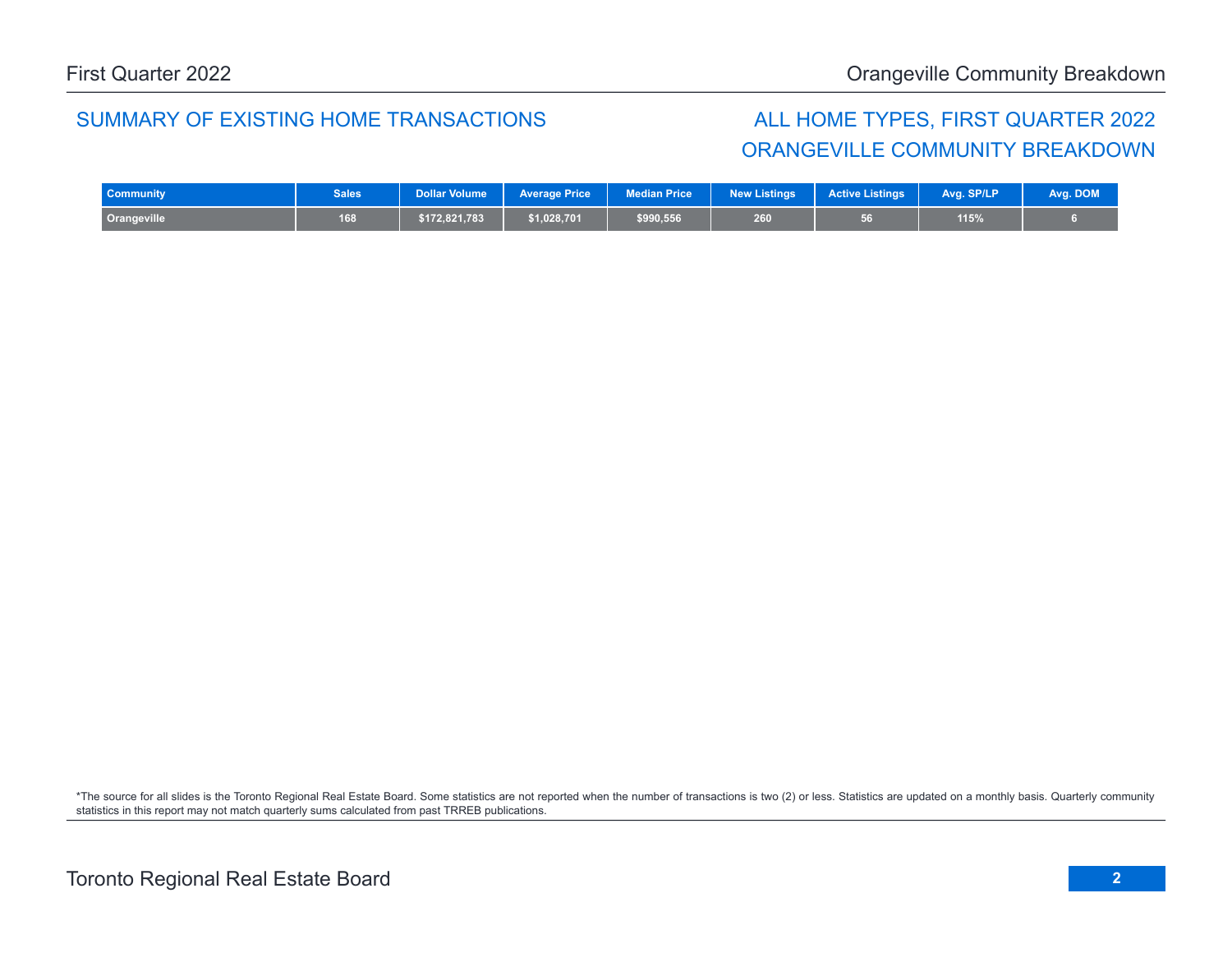## SUMMARY OF EXISTING HOME TRANSACTIONS

## ALL HOME TYPES, FIRST QUARTER 2022
## ORANGEVILLE COMMUNITY BREAKDOWN

| Community | Sales | Dollar Volume | Average Price | Median Price | New Listings | Active Listings | Avg. SP/LP | Avg. DOM |
|---|---|---|---|---|---|---|---|---|
| Orangeville | 168 | $172,821,783 | $1,028,701 | $990,556 | 260 | 56 | 115% | 6 |

*The source for all slides is the Toronto Regional Real Estate Board. Some statistics are not reported when the number of transactions is two (2) or less. Statistics are updated on a monthly basis. Quarterly community statistics in this report may not match quarterly sums calculated from past TRREB publications.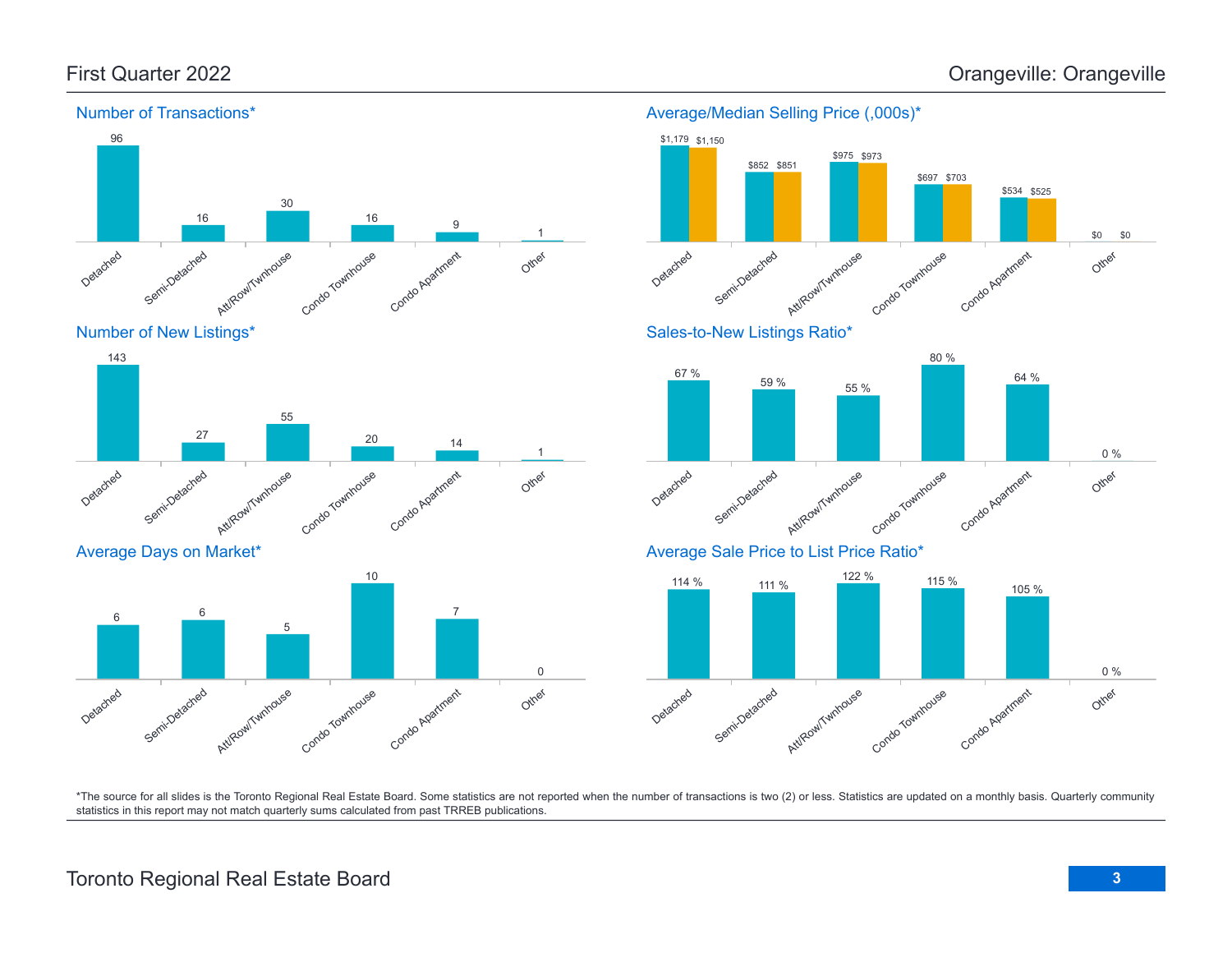First Quarter 2022

Orangeville: Orangeville

## Number of Transactions*

96
16
30
16
9
1

Detached
Semi-Detached
Att/Row/Twnhouse
Condo Townhouse
Condo Apartment
Other

## Average/Median Selling Price (,000s)*

$1,179 $1,150
$852 $851
$975 $973
$697 $703
$534 $525
$0 $0

Detached
Semi-Detached
Att/Row/Twnhouse
Condo Townhouse
Condo Apartment
Other

## Number of New Listings*

143
27
55
20
14
1

Detached
Semi-Detached
Att/Row/Twnhouse
Condo Townhouse
Condo Apartment
Other

## Sales-to-New Listings Ratio*

67 %
59 %
55 %
80 %
64 %
0 %

Detached
Semi-Detached
Att/Row/Twnhouse
Condo Townhouse
Condo Apartment
Other

## Average Days on Market*

6
6
5
10
7
0

Detached
Semi-Detached
Att/Row/Twnhouse
Condo Townhouse
Condo Apartment
Other

## Average Sale Price to List Price Ratio*

114 %
111 %
122 %
115 %
105 %
0 %

Detached
Semi-Detached
Att/Row/Twnhouse
Condo Townhouse
Condo Apartment
Other

*The source for all slides is the Toronto Regional Real Estate Board. Some statistics are not reported when the number of transactions is two (2) or less. Statistics are updated on a monthly basis. Quarterly community statistics in this report may not match quarterly sums calculated from past TRREB publications.

Toronto Regional Real Estate Board